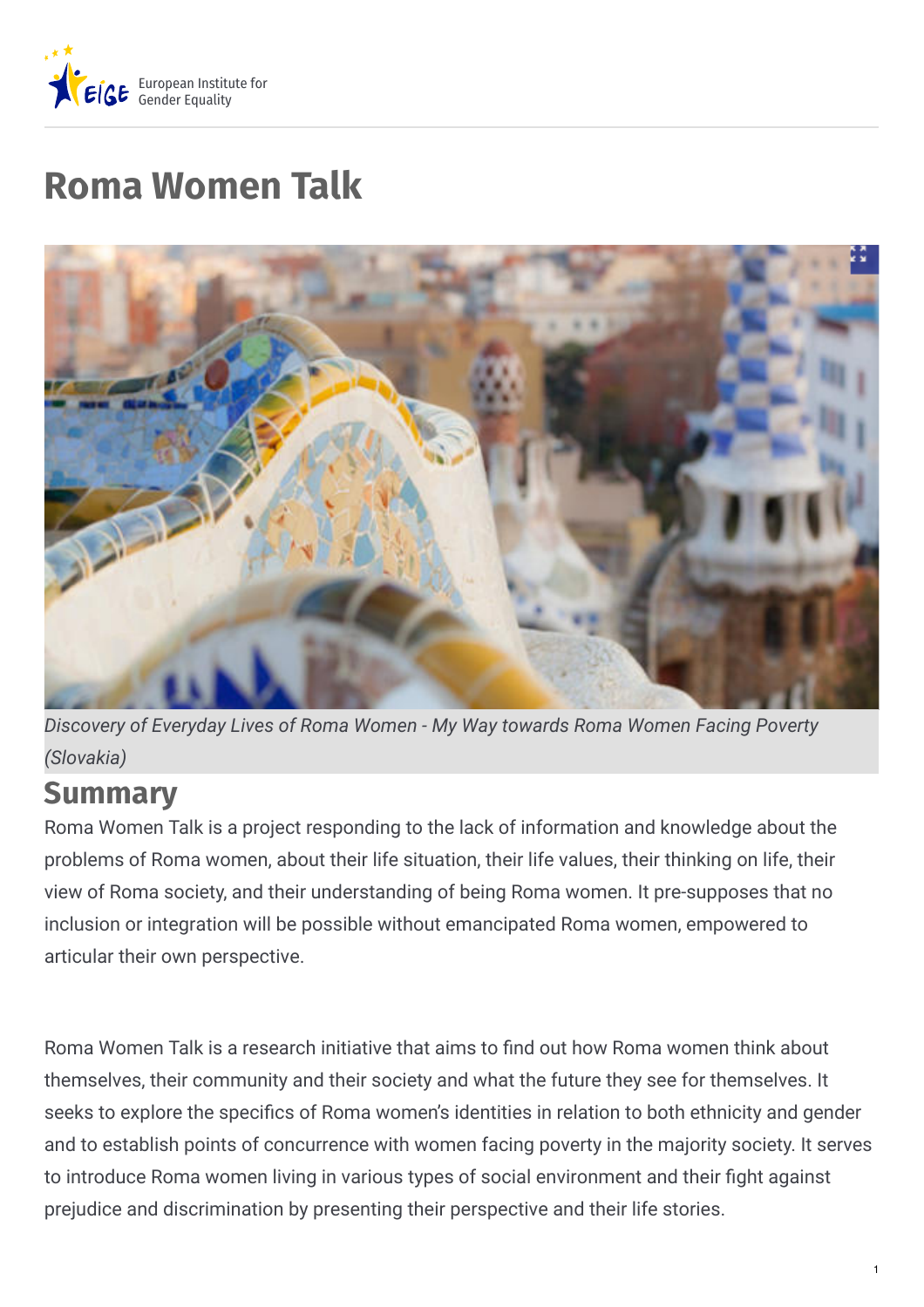# Roma Women Talk

*Discovery of Everyday Lives of Roma Women - My Way towards Roma Women Facing Poverty (Slovakia)*

## Summary

Roma Women Talk is a project responding to the lack of information and knowledge about the problems of Roma women, about their life situation, their life values, their thinking on life, their view of Roma society, and their understanding of being Roma women. It pre-supposes that no inclusion or integration will be possible without emancipated Roma women, empowered to articular their own perspective.

Roma Women Talk is a research initiative that aims to find out how Roma women think about themselves, their community and their society and what the future they see for themselves. It seeks to explore the specifics of Roma women's identities in relation to both ethnicity and gender and to establish points of concurrence with women facing poverty in the majority society. It serves to introduce Roma women living in various types of social environment and their fight against prejudice and discrimination by presenting their perspective and their life stories.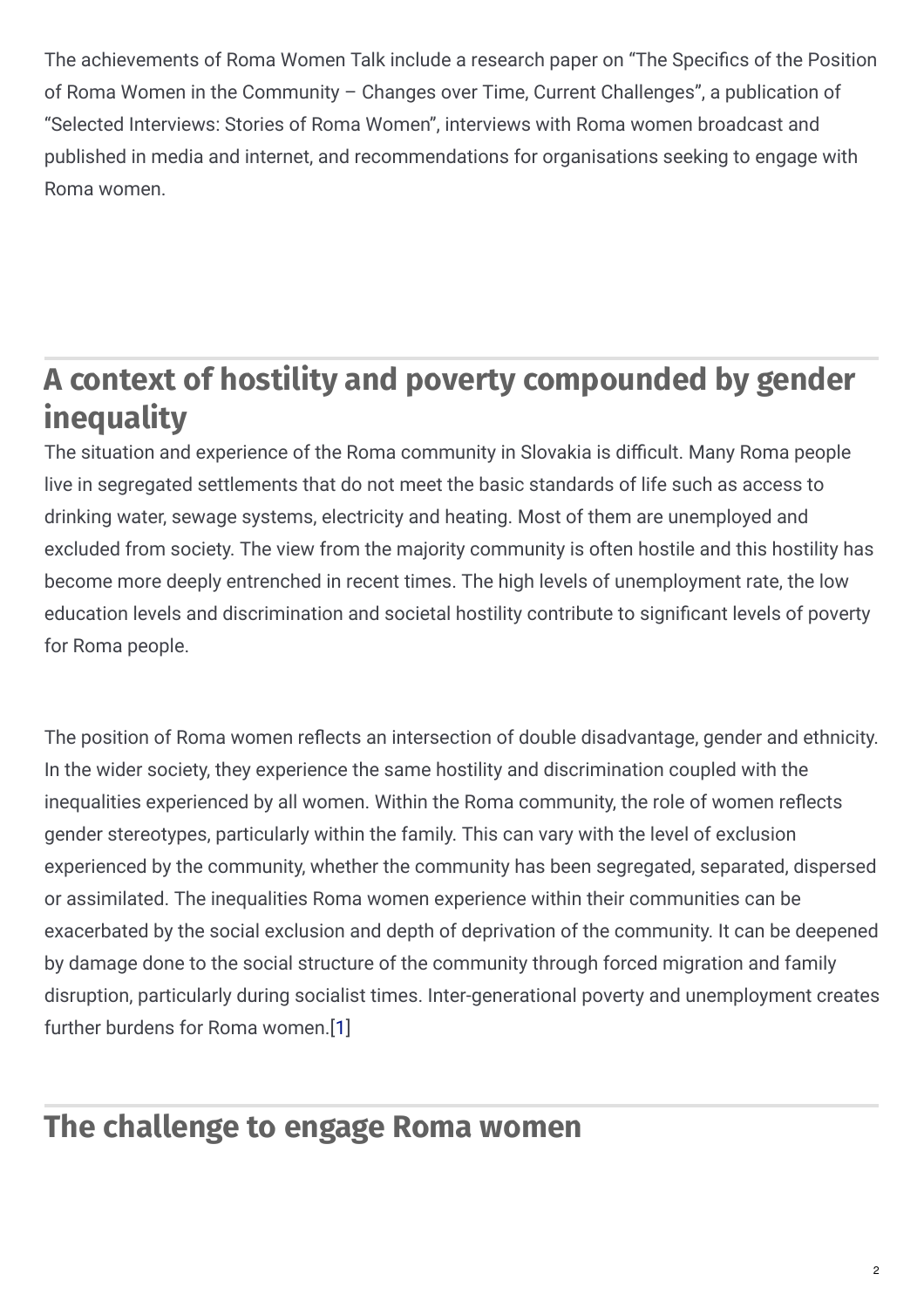The achievements of Roma Women Talk include a research paper on "The Specifics of the Position of Roma Women in the Community – Changes over Time, Current Challenges", a publication of "Selected Interviews: Stories of Roma Women", interviews with Roma women broadcast and published in media and internet, and recommendations for organisations seeking to engage with Roma women.

## A context of hostility and poverty compounded by gender inequality

The situation and experience of the Roma community in Slovakia is difficult. Many Roma people live in segregated settlements that do not meet the basic standards of life such as access to drinking water, sewage systems, electricity and heating. Most of them are unemployed and excluded from society. The view from the majority community is often hostile and this hostility has become more deeply entrenched in recent times. The high levels of unemployment rate, the low education levels and discrimination and societal hostility contribute to significant levels of poverty for Roma people.

The position of Roma women reflects an intersection of double disadvantage, gender and ethnicity. In the wider society, they experience the same hostility and discrimination coupled with the inequalities experienced by all women. Within the Roma community, the role of women reflects gender stereotypes, particularly within the family. This can vary with the level of exclusion experienced by the community, whether the community has been segregated, separated, dispersed or assimilated. The inequalities Roma women experience within their communities can be exacerbated by the social exclusion and depth of deprivation of the community. It can be deepened by damage done to the social structure of the community through forced migration and family disruption, particularly during socialist times. Inter-generational poverty and unemployment creates further burdens for Roma women.[1]

## The challenge to engage Roma women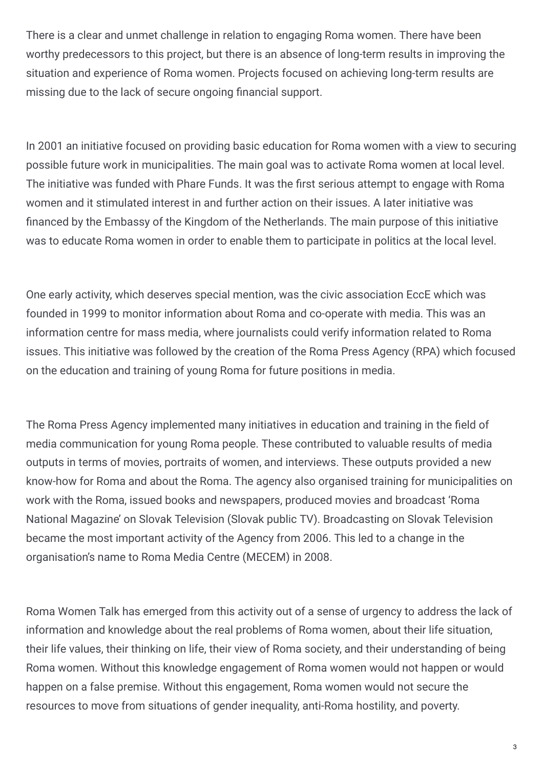There is a clear and unmet challenge in relation to engaging Roma women. There have been worthy predecessors to this project, but there is an absence of long-term results in improving the situation and experience of Roma women. Projects focused on achieving long-term results are missing due to the lack of secure ongoing financial support.

In 2001 an initiative focused on providing basic education for Roma women with a view to securing possible future work in municipalities. The main goal was to activate Roma women at local level. The initiative was funded with Phare Funds. It was the first serious attempt to engage with Roma women and it stimulated interest in and further action on their issues. A later initiative was financed by the Embassy of the Kingdom of the Netherlands. The main purpose of this initiative was to educate Roma women in order to enable them to participate in politics at the local level.

One early activity, which deserves special mention, was the civic association EccE which was founded in 1999 to monitor information about Roma and co-operate with media. This was an information centre for mass media, where journalists could verify information related to Roma issues. This initiative was followed by the creation of the Roma Press Agency (RPA) which focused on the education and training of young Roma for future positions in media.

The Roma Press Agency implemented many initiatives in education and training in the field of media communication for young Roma people. These contributed to valuable results of media outputs in terms of movies, portraits of women, and interviews. These outputs provided a new know-how for Roma and about the Roma. The agency also organised training for municipalities on work with the Roma, issued books and newspapers, produced movies and broadcast 'Roma National Magazine' on Slovak Television (Slovak public TV). Broadcasting on Slovak Television became the most important activity of the Agency from 2006. This led to a change in the organisation's name to Roma Media Centre (MECEM) in 2008.

Roma Women Talk has emerged from this activity out of a sense of urgency to address the lack of information and knowledge about the real problems of Roma women, about their life situation, their life values, their thinking on life, their view of Roma society, and their understanding of being Roma women. Without this knowledge engagement of Roma women would not happen or would happen on a false premise. Without this engagement, Roma women would not secure the resources to move from situations of gender inequality, anti-Roma hostility, and poverty.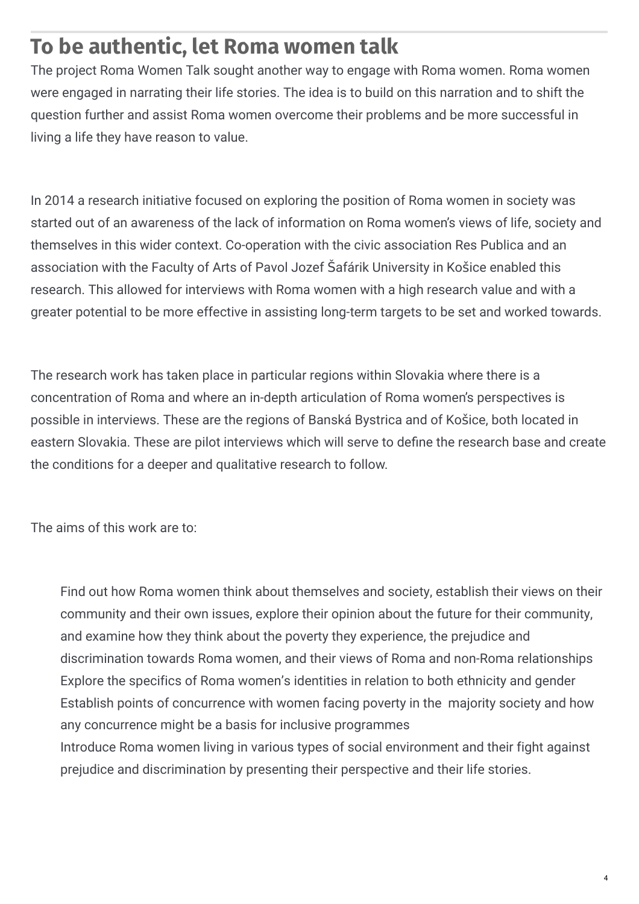## To be authentic, let Roma women talk

The project Roma Women Talk sought another way to engage with Roma women. Roma women were engaged in narrating their life stories. The idea is to build on this narration and to shift the question further and assist Roma women overcome their problems and be more successful in living a life they have reason to value.

In 2014 a research initiative focused on exploring the position of Roma women in society was started out of an awareness of the lack of information on Roma women's views of life, society and themselves in this wider context. Co-operation with the civic association Res Publica and an association with the Faculty of Arts of Pavol Jozef Šafárik University in Košice enabled this research. This allowed for interviews with Roma women with a high research value and with a greater potential to be more effective in assisting long-term targets to be set and worked towards.

The research work has taken place in particular regions within Slovakia where there is a concentration of Roma and where an in-depth articulation of Roma women's perspectives is possible in interviews. These are the regions of Banská Bystrica and of Košice, both located in eastern Slovakia. These are pilot interviews which will serve to define the research base and create the conditions for a deeper and qualitative research to follow.

The aims of this work are to:

- Find out how Roma women think about themselves and society, establish their views on their community and their own issues, explore their opinion about the future for their community, and examine how they think about the poverty they experience, the prejudice and discrimination towards Roma women, and their views of Roma and non-Roma relationships
- Explore the specifics of Roma women's identities in relation to both ethnicity and gender
- Establish points of concurrence with women facing poverty in the majority society and how any concurrence might be a basis for inclusive programmes
- Introduce Roma women living in various types of social environment and their fight against prejudice and discrimination by presenting their perspective and their life stories.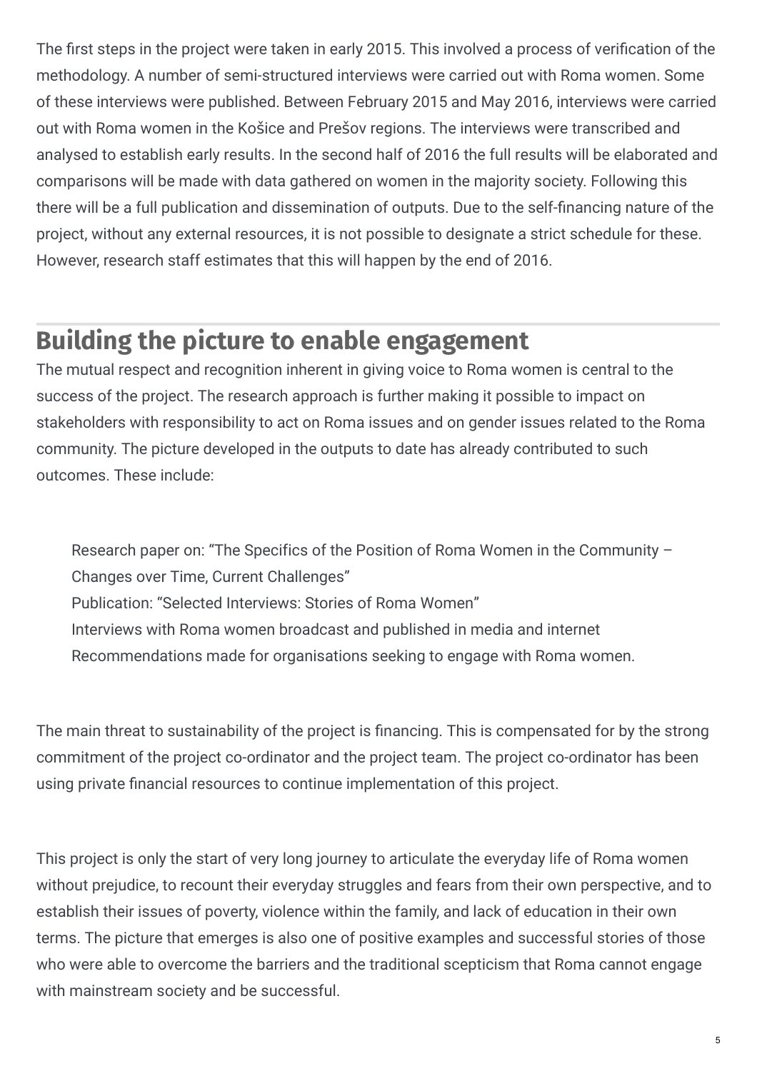The first steps in the project were taken in early 2015. This involved a process of verification of the methodology. A number of semi-structured interviews were carried out with Roma women. Some of these interviews were published. Between February 2015 and May 2016, interviews were carried out with Roma women in the Košice and Prešov regions. The interviews were transcribed and analysed to establish early results. In the second half of 2016 the full results will be elaborated and comparisons will be made with data gathered on women in the majority society. Following this there will be a full publication and dissemination of outputs. Due to the self-financing nature of the project, without any external resources, it is not possible to designate a strict schedule for these. However, research staff estimates that this will happen by the end of 2016.

## Building the picture to enable engagement

The mutual respect and recognition inherent in giving voice to Roma women is central to the success of the project. The research approach is further making it possible to impact on stakeholders with responsibility to act on Roma issues and on gender issues related to the Roma community. The picture developed in the outputs to date has already contributed to such outcomes. These include:

- Research paper on: "The Specifics of the Position of Roma Women in the Community – Changes over Time, Current Challenges"
- Publication: "Selected Interviews: Stories of Roma Women"
- Interviews with Roma women broadcast and published in media and internet
- Recommendations made for organisations seeking to engage with Roma women.

The main threat to sustainability of the project is financing. This is compensated for by the strong commitment of the project co-ordinator and the project team. The project co-ordinator has been using private financial resources to continue implementation of this project.

This project is only the start of very long journey to articulate the everyday life of Roma women without prejudice, to recount their everyday struggles and fears from their own perspective, and to establish their issues of poverty, violence within the family, and lack of education in their own terms. The picture that emerges is also one of positive examples and successful stories of those who were able to overcome the barriers and the traditional scepticism that Roma cannot engage with mainstream society and be successful.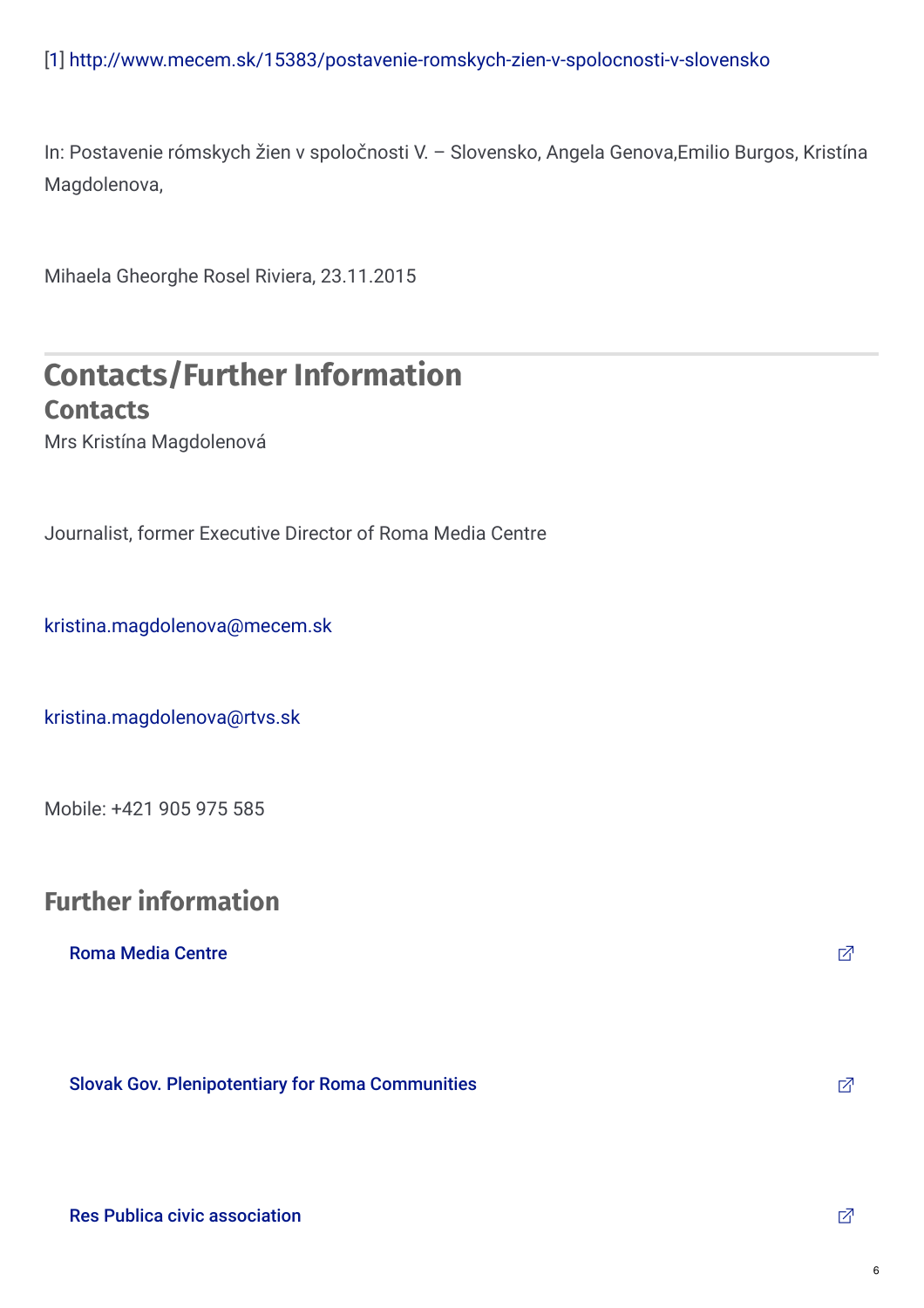[1] http://www.mecem.sk/15383/postavenie-romskych-zien-v-spolocnosti-v-slovensko

In: Postavenie rómskych žien v spoločnosti V. – Slovensko, Angela Genova,Emilio Burgos, Kristína Magdolenova,

Mihaela Gheorghe Rosel Riviera, 23.11.2015

## Contacts/Further Information

### Contacts

Mrs Kristína Magdolenová

Journalist, former Executive Director of Roma Media Centre

kristina.magdolenova@mecem.sk

kristina.magdolenova@rtvs.sk

Mobile: +421 905 975 585

### Further information

- Roma Media Centre
- Slovak Gov. Plenipotentiary for Roma Communities
- Res Publica civic association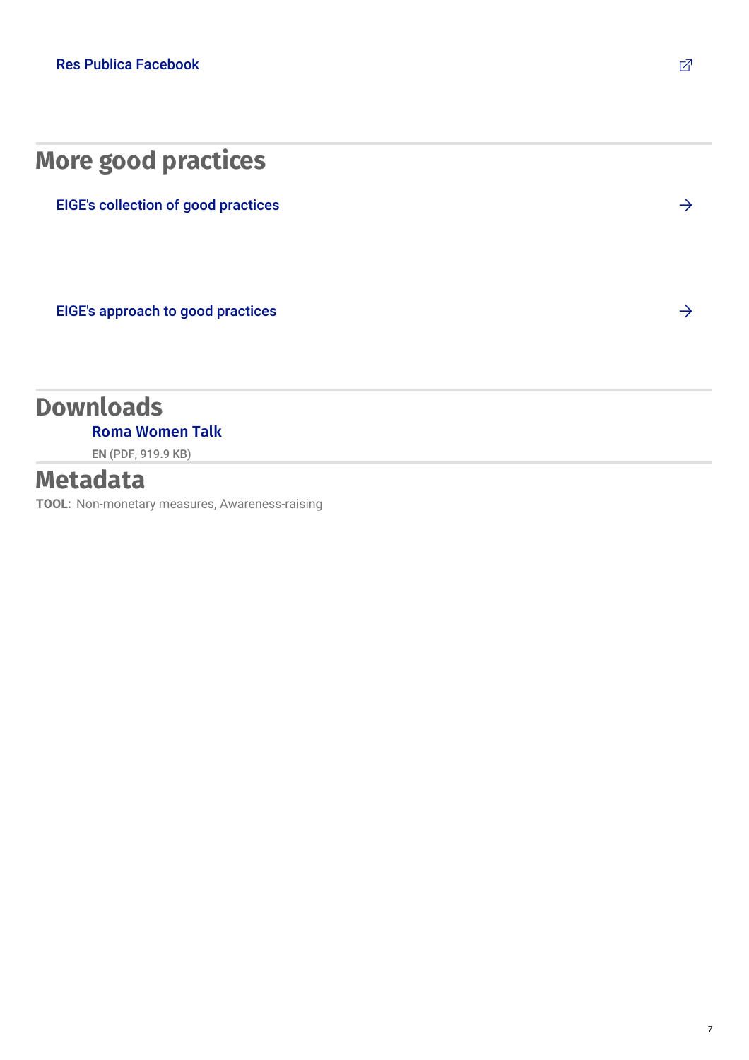Res Publica Facebook

## More good practices

EIGE's collection of good practices

EIGE's approach to good practices

## Downloads

Roma Women Talk

EN (PDF, 919.9 KB)

## Metadata

**TOOL:** Non-monetary measures, Awareness-raising